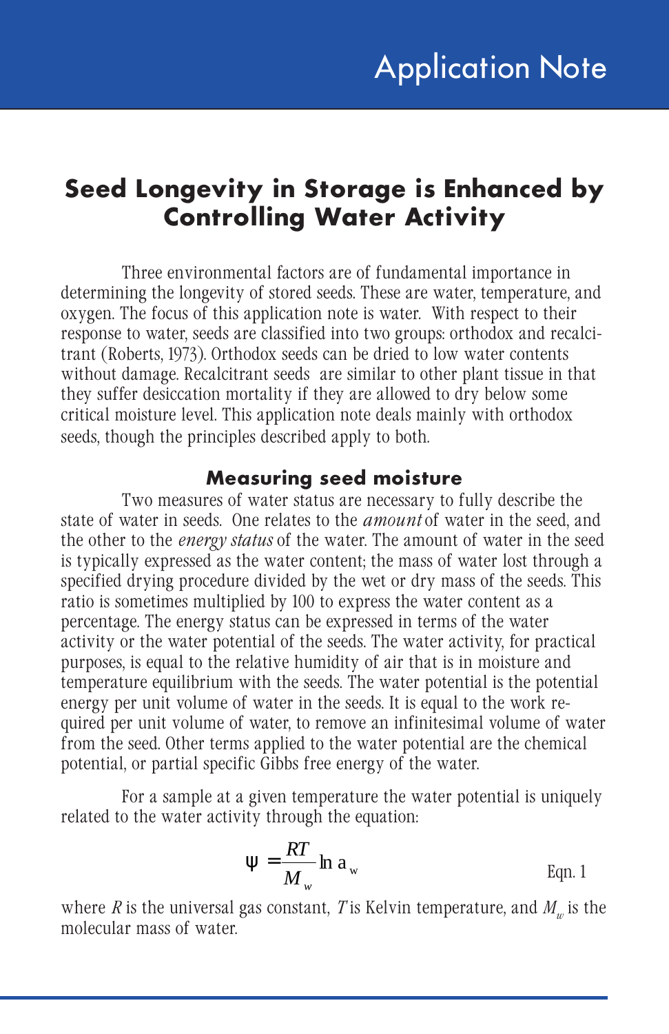Application Note

# Seed Longevity in Storage is Enhanced by Controlling Water Activity

Three environmental factors are of fundamental importance in determining the longevity of stored seeds. These are water, temperature, and oxygen. The focus of this application note is water. With respect to their response to water, seeds are classified into two groups: orthodox and recalcitrant (Roberts, 1973). Orthodox seeds can be dried to low water contents without damage. Recalcitrant seeds are similar to other plant tissue in that they suffer desiccation mortality if they are allowed to dry below some critical moisture level. This application note deals mainly with orthodox seeds, though the principles described apply to both.

## Measuring seed moisture

Two measures of water status are necessary to fully describe the state of water in seeds. One relates to the *amount* of water in the seed, and the other to the *energy status* of the water. The amount of water in the seed is typically expressed as the water content; the mass of water lost through a specified drying procedure divided by the wet or dry mass of the seeds. This ratio is sometimes multiplied by 100 to express the water content as a percentage. The energy status can be expressed in terms of the water activity or the water potential of the seeds. The water activity, for practical purposes, is equal to the relative humidity of air that is in moisture and temperature equilibrium with the seeds. The water potential is the potential energy per unit volume of water in the seeds. It is equal to the work required per unit volume of water, to remove an infinitesimal volume of water from the seed. Other terms applied to the water potential are the chemical potential, or partial specific Gibbs free energy of the water.

For a sample at a given temperature the water potential is uniquely related to the water activity through the equation:

$$\Psi = \frac{RT}{M_w} \ln a_w \qquad \text{Eqn. 1}$$

where $R$ is the universal gas constant, $T$ is Kelvin temperature, and $M_w$ is the molecular mass of water.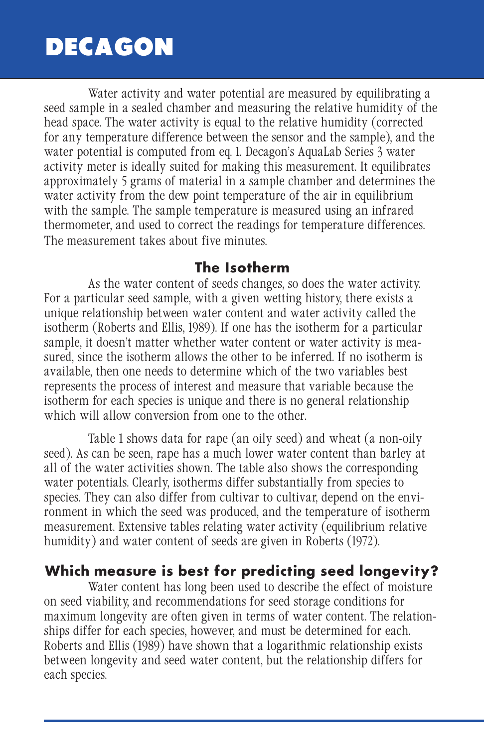Water activity and water potential are measured by equilibrating a seed sample in a sealed chamber and measuring the relative humidity of the head space. The water activity is equal to the relative humidity (corrected for any temperature difference between the sensor and the sample), and the water potential is computed from eq. 1. Decagon's AquaLab Series 3 water activity meter is ideally suited for making this measurement. It equilibrates approximately 5 grams of material in a sample chamber and determines the water activity from the dew point temperature of the air in equilibrium with the sample. The sample temperature is measured using an infrared thermometer, and used to correct the readings for temperature differences. The measurement takes about five minutes.

## The Isotherm

As the water content of seeds changes, so does the water activity. For a particular seed sample, with a given wetting history, there exists a unique relationship between water content and water activity called the isotherm (Roberts and Ellis, 1989). If one has the isotherm for a particular sample, it doesn't matter whether water content or water activity is measured, since the isotherm allows the other to be inferred. If no isotherm is available, then one needs to determine which of the two variables best represents the process of interest and measure that variable because the isotherm for each species is unique and there is no general relationship which will allow conversion from one to the other.

Table 1 shows data for rape (an oily seed) and wheat (a non-oily seed). As can be seen, rape has a much lower water content than barley at all of the water activities shown. The table also shows the corresponding water potentials. Clearly, isotherms differ substantially from species to species. They can also differ from cultivar to cultivar, depend on the environment in which the seed was produced, and the temperature of isotherm measurement. Extensive tables relating water activity (equilibrium relative humidity) and water content of seeds are given in Roberts (1972).

## Which measure is best for predicting seed longevity?

Water content has long been used to describe the effect of moisture on seed viability, and recommendations for seed storage conditions for maximum longevity are often given in terms of water content. The relationships differ for each species, however, and must be determined for each. Roberts and Ellis (1989) have shown that a logarithmic relationship exists between longevity and seed water content, but the relationship differs for each species.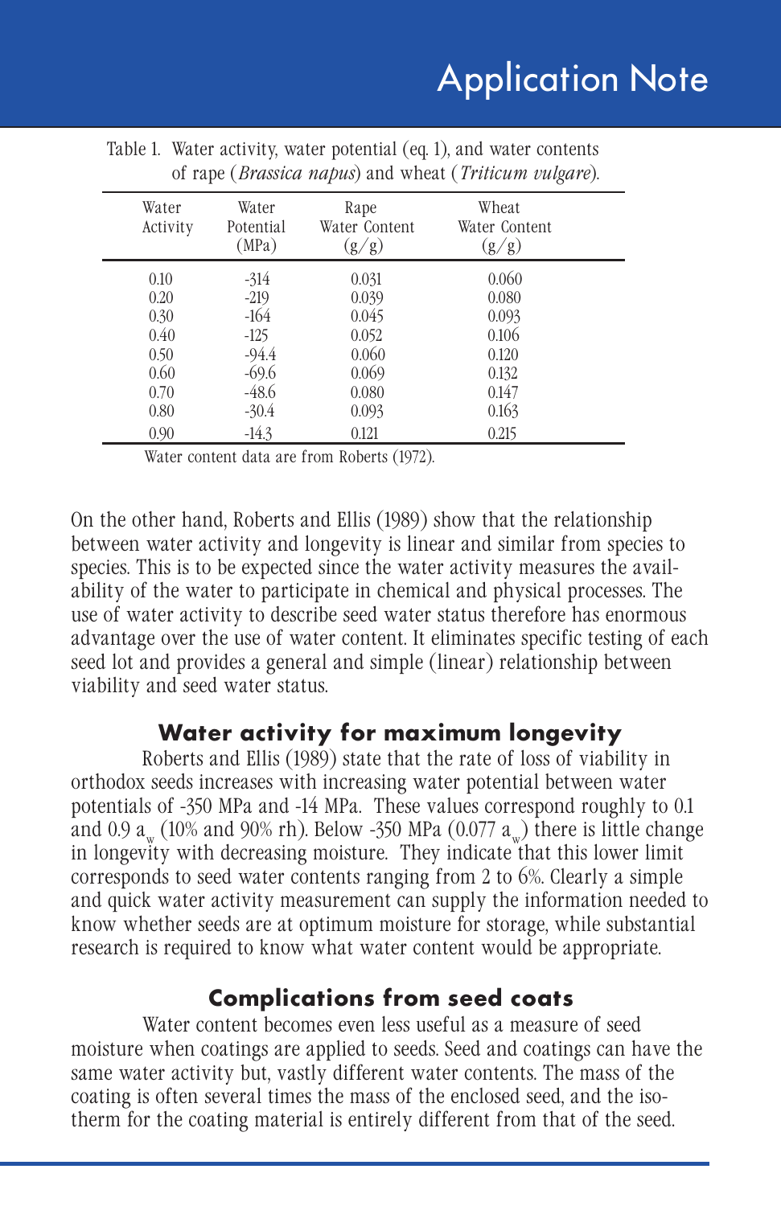Table 1. Water activity, water potential (eq. 1), and water contents of rape (*Brassica napus*) and wheat (*Triticum vulgare*).

| Water Activity | Water Potential (MPa) | Rape Water Content (g/g) | Wheat Water Content (g/g) |
|---|---|---|---|
| 0.10 | -314 | 0.031 | 0.060 |
| 0.20 | -219 | 0.039 | 0.080 |
| 0.30 | -164 | 0.045 | 0.093 |
| 0.40 | -125 | 0.052 | 0.106 |
| 0.50 | -94.4 | 0.060 | 0.120 |
| 0.60 | -69.6 | 0.069 | 0.132 |
| 0.70 | -48.6 | 0.080 | 0.147 |
| 0.80 | -30.4 | 0.093 | 0.163 |
| 0.90 | -14.3 | 0.121 | 0.215 |

Water content data are from Roberts (1972).

On the other hand, Roberts and Ellis (1989) show that the relationship between water activity and longevity is linear and similar from species to species. This is to be expected since the water activity measures the availability of the water to participate in chemical and physical processes. The use of water activity to describe seed water status therefore has enormous advantage over the use of water content. It eliminates specific testing of each seed lot and provides a general and simple (linear) relationship between viability and seed water status.

## Water activity for maximum longevity

Roberts and Ellis (1989) state that the rate of loss of viability in orthodox seeds increases with increasing water potential between water potentials of -350 MPa and -14 MPa. These values correspond roughly to 0.1 and 0.9 $a_w$ (10% and 90% rh). Below -350 MPa (0.077 $a_w$) there is little change in longevity with decreasing moisture. They indicate that this lower limit corresponds to seed water contents ranging from 2 to 6%. Clearly a simple and quick water activity measurement can supply the information needed to know whether seeds are at optimum moisture for storage, while substantial research is required to know what water content would be appropriate.

## Complications from seed coats

Water content becomes even less useful as a measure of seed moisture when coatings are applied to seeds. Seed and coatings can have the same water activity but, vastly different water contents. The mass of the coating is often several times the mass of the enclosed seed, and the isotherm for the coating material is entirely different from that of the seed.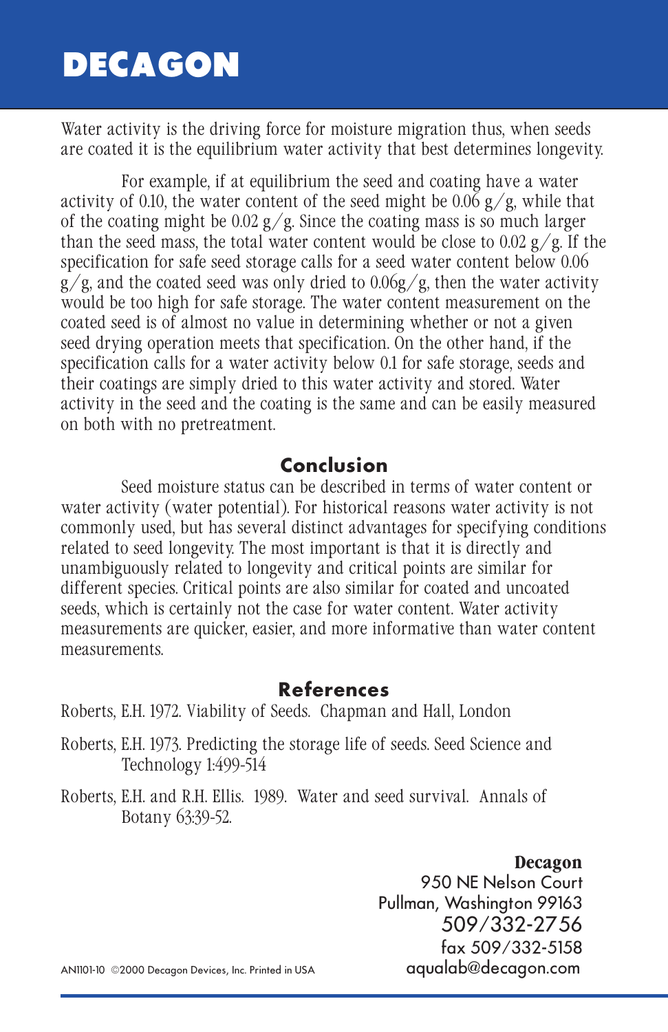Water activity is the driving force for moisture migration thus, when seeds are coated it is the equilibrium water activity that best determines longevity.

For example, if at equilibrium the seed and coating have a water activity of 0.10, the water content of the seed might be 0.06 g/g, while that of the coating might be 0.02 g/g. Since the coating mass is so much larger than the seed mass, the total water content would be close to 0.02 g/g. If the specification for safe seed storage calls for a seed water content below 0.06 g/g, and the coated seed was only dried to 0.06g/g, then the water activity would be too high for safe storage. The water content measurement on the coated seed is of almost no value in determining whether or not a given seed drying operation meets that specification. On the other hand, if the specification calls for a water activity below 0.1 for safe storage, seeds and their coatings are simply dried to this water activity and stored. Water activity in the seed and the coating is the same and can be easily measured on both with no pretreatment.

## Conclusion

Seed moisture status can be described in terms of water content or water activity (water potential). For historical reasons water activity is not commonly used, but has several distinct advantages for specifying conditions related to seed longevity. The most important is that it is directly and unambiguously related to longevity and critical points are similar for different species. Critical points are also similar for coated and uncoated seeds, which is certainly not the case for water content. Water activity measurements are quicker, easier, and more informative than water content measurements.

## References

Roberts, E.H. 1972. Viability of Seeds. Chapman and Hall, London

Roberts, E.H. 1973. Predicting the storage life of seeds. Seed Science and Technology 1:499-514

Roberts, E.H. and R.H. Ellis. 1989. Water and seed survival. Annals of Botany 63:39-52.

**Decagon**
950 NE Nelson Court
Pullman, Washington 99163
509/332-2756
fax 509/332-5158
aqualab@decagon.com

AN1101-10 ©2000 Decagon Devices, Inc. Printed in USA